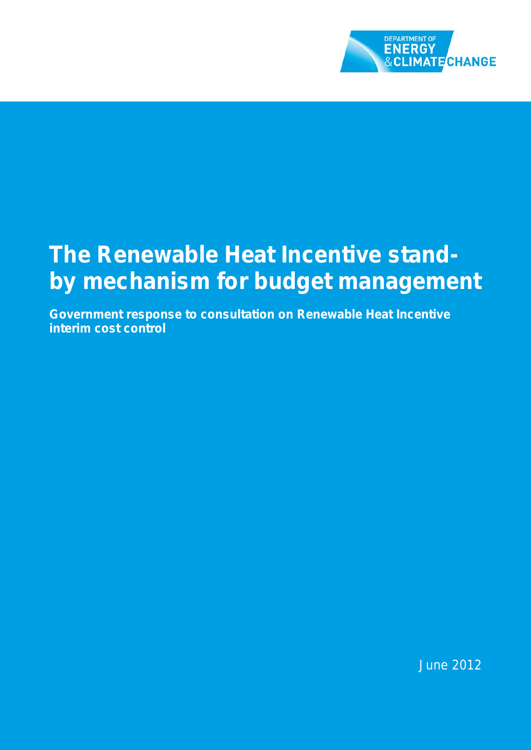DEPARTMENT OF ENERGY & CLIMATE CHANGE

# The Renewable Heat Incentive stand-by mechanism for budget management

**Government response to consultation on Renewable Heat Incentive interim cost control**

June 2012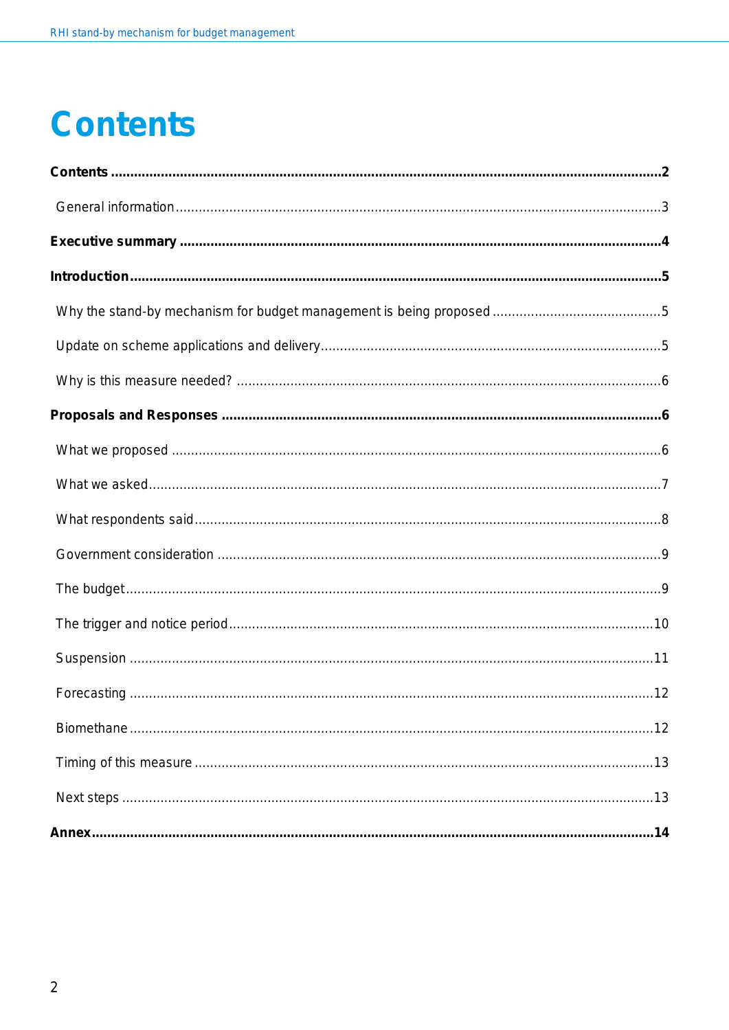# Contents

**Contents** .......................................................................................................... **2**

General information ............................................................................................ 3

**Executive summary** ............................................................................................ **4**

**Introduction** ........................................................................................................ **5**

Why the stand-by mechanism for budget management is being proposed ............... 5

Update on scheme applications and delivery .......................................................... 5

Why is this measure needed? ................................................................................ 6

**Proposals and Responses** ................................................................................... **6**

What we proposed ................................................................................................ 6

What we asked ..................................................................................................... 7

What respondents said .......................................................................................... 8

Government consideration ..................................................................................... 9

The budget ........................................................................................................... 9

The trigger and notice period ................................................................................ 10

Suspension ......................................................................................................... 11

Forecasting ......................................................................................................... 12

Biomethane ........................................................................................................ 12

Timing of this measure ........................................................................................ 13

Next steps .......................................................................................................... 13

**Annex** ................................................................................................................ **14**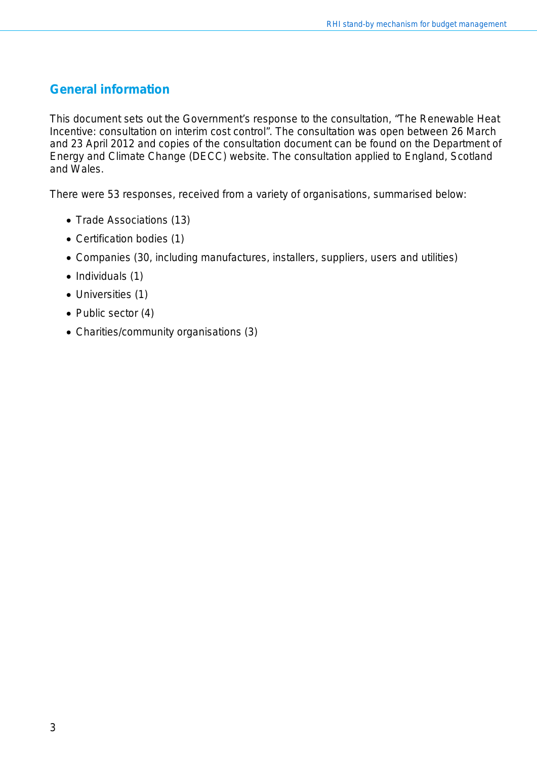## General information

This document sets out the Government's response to the consultation, "The Renewable Heat Incentive: consultation on interim cost control". The consultation was open between 26 March and 23 April 2012 and copies of the consultation document can be found on the Department of Energy and Climate Change (DECC) website. The consultation applied to England, Scotland and Wales.

There were 53 responses, received from a variety of organisations, summarised below:

- Trade Associations (13)
- Certification bodies (1)
- Companies (30, including manufactures, installers, suppliers, users and utilities)
- Individuals (1)
- Universities (1)
- Public sector (4)
- Charities/community organisations (3)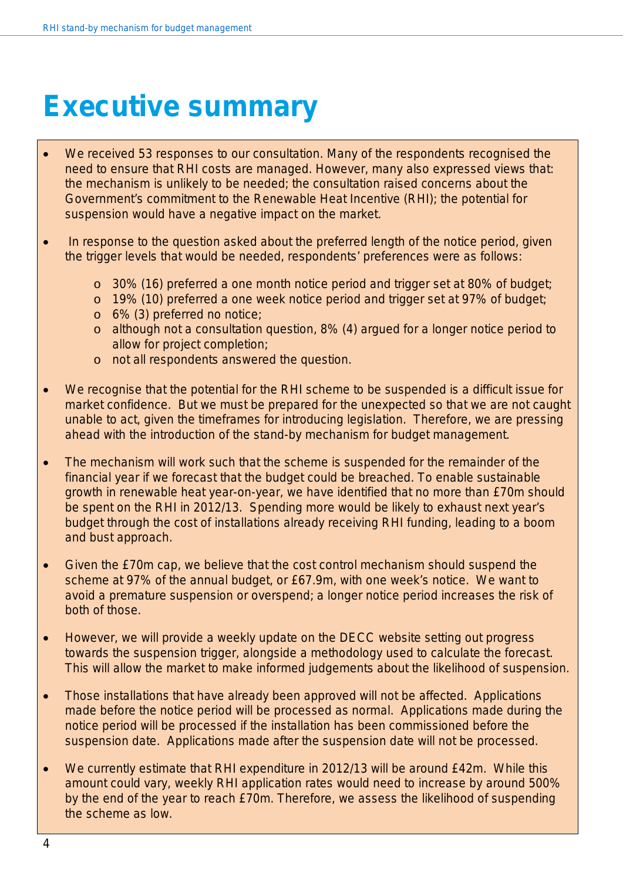# Executive summary

- We received 53 responses to our consultation. Many of the respondents recognised the need to ensure that RHI costs are managed. However, many also expressed views that: the mechanism is unlikely to be needed; the consultation raised concerns about the Government's commitment to the Renewable Heat Incentive (RHI); the potential for suspension would have a negative impact on the market.

- In response to the question asked about the preferred length of the notice period, given the trigger levels that would be needed, respondents' preferences were as follows:

    - 30% (16) preferred a one month notice period and trigger set at 80% of budget;
    - 19% (10) preferred a one week notice period and trigger set at 97% of budget;
    - 6% (3) preferred no notice;
    - although not a consultation question, 8% (4) argued for a longer notice period to allow for project completion;
    - not all respondents answered the question.

- We recognise that the potential for the RHI scheme to be suspended is a difficult issue for market confidence. But we must be prepared for the unexpected so that we are not caught unable to act, given the timeframes for introducing legislation. Therefore, we are pressing ahead with the introduction of the stand-by mechanism for budget management.

- The mechanism will work such that the scheme is suspended for the remainder of the financial year if we forecast that the budget could be breached. To enable sustainable growth in renewable heat year-on-year, we have identified that no more than £70m should be spent on the RHI in 2012/13. Spending more would be likely to exhaust next year's budget through the cost of installations already receiving RHI funding, leading to a boom and bust approach.

- Given the £70m cap, we believe that the cost control mechanism should suspend the scheme at 97% of the annual budget, or £67.9m, with one week's notice. We want to avoid a premature suspension or overspend; a longer notice period increases the risk of both of those.

- However, we will provide a weekly update on the DECC website setting out progress towards the suspension trigger, alongside a methodology used to calculate the forecast. This will allow the market to make informed judgements about the likelihood of suspension.

- Those installations that have already been approved will not be affected. Applications made before the notice period will be processed as normal. Applications made during the notice period will be processed if the installation has been commissioned before the suspension date. Applications made after the suspension date will not be processed.

- We currently estimate that RHI expenditure in 2012/13 will be around £42m. While this amount could vary, weekly RHI application rates would need to increase by around 500% by the end of the year to reach £70m. Therefore, we assess the likelihood of suspending the scheme as low.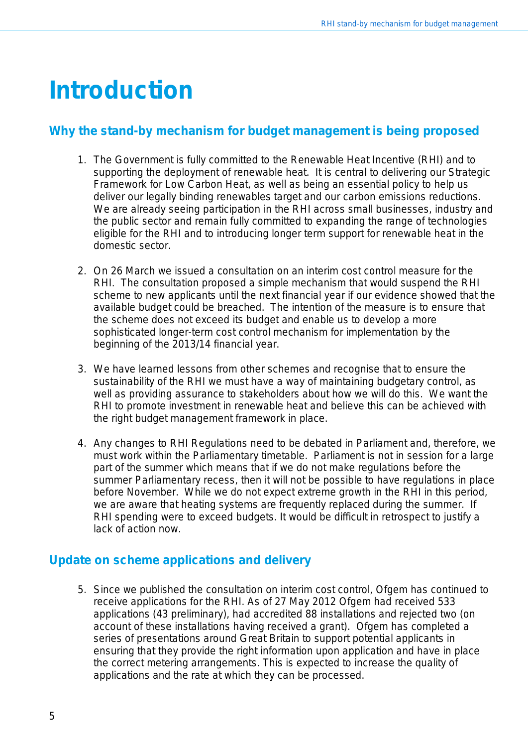# Introduction

## Why the stand-by mechanism for budget management is being proposed

1. The Government is fully committed to the Renewable Heat Incentive (RHI) and to supporting the deployment of renewable heat. It is central to delivering our Strategic Framework for Low Carbon Heat, as well as being an essential policy to help us deliver our legally binding renewables target and our carbon emissions reductions. We are already seeing participation in the RHI across small businesses, industry and the public sector and remain fully committed to expanding the range of technologies eligible for the RHI and to introducing longer term support for renewable heat in the domestic sector.

2. On 26 March we issued a consultation on an interim cost control measure for the RHI. The consultation proposed a simple mechanism that would suspend the RHI scheme to new applicants until the next financial year if our evidence showed that the available budget could be breached. The intention of the measure is to ensure that the scheme does not exceed its budget and enable us to develop a more sophisticated longer-term cost control mechanism for implementation by the beginning of the 2013/14 financial year.

3. We have learned lessons from other schemes and recognise that to ensure the sustainability of the RHI we must have a way of maintaining budgetary control, as well as providing assurance to stakeholders about how we will do this. We want the RHI to promote investment in renewable heat and believe this can be achieved with the right budget management framework in place.

4. Any changes to RHI Regulations need to be debated in Parliament and, therefore, we must work within the Parliamentary timetable. Parliament is not in session for a large part of the summer which means that if we do not make regulations before the summer Parliamentary recess, then it will not be possible to have regulations in place before November. While we do not expect extreme growth in the RHI in this period, we are aware that heating systems are frequently replaced during the summer. If RHI spending were to exceed budgets. It would be difficult in retrospect to justify a lack of action now.

## Update on scheme applications and delivery

5. Since we published the consultation on interim cost control, Ofgem has continued to receive applications for the RHI. As of 27 May 2012 Ofgem had received 533 applications (43 preliminary), had accredited 88 installations and rejected two (on account of these installations having received a grant). Ofgem has completed a series of presentations around Great Britain to support potential applicants in ensuring that they provide the right information upon application and have in place the correct metering arrangements. This is expected to increase the quality of applications and the rate at which they can be processed.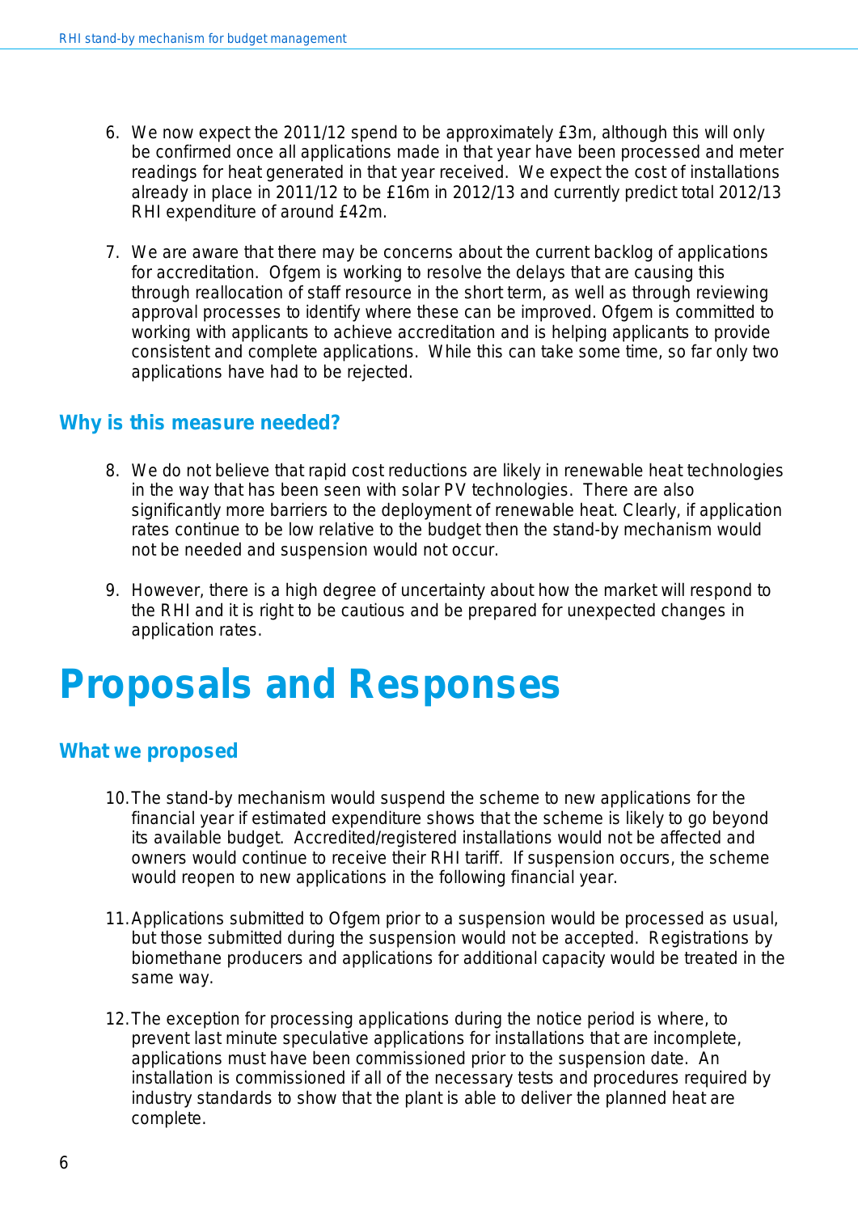6. We now expect the 2011/12 spend to be approximately £3m, although this will only be confirmed once all applications made in that year have been processed and meter readings for heat generated in that year received. We expect the cost of installations already in place in 2011/12 to be £16m in 2012/13 and currently predict total 2012/13 RHI expenditure of around £42m.

7. We are aware that there may be concerns about the current backlog of applications for accreditation. Ofgem is working to resolve the delays that are causing this through reallocation of staff resource in the short term, as well as through reviewing approval processes to identify where these can be improved. Ofgem is committed to working with applicants to achieve accreditation and is helping applicants to provide consistent and complete applications. While this can take some time, so far only two applications have had to be rejected.

## Why is this measure needed?

8. We do not believe that rapid cost reductions are likely in renewable heat technologies in the way that has been seen with solar PV technologies. There are also significantly more barriers to the deployment of renewable heat. Clearly, if application rates continue to be low relative to the budget then the stand-by mechanism would not be needed and suspension would not occur.

9. However, there is a high degree of uncertainty about how the market will respond to the RHI and it is right to be cautious and be prepared for unexpected changes in application rates.

# Proposals and Responses

## What we proposed

10. The stand-by mechanism would suspend the scheme to new applications for the financial year if estimated expenditure shows that the scheme is likely to go beyond its available budget. Accredited/registered installations would not be affected and owners would continue to receive their RHI tariff. If suspension occurs, the scheme would reopen to new applications in the following financial year.

11. Applications submitted to Ofgem prior to a suspension would be processed as usual, but those submitted during the suspension would not be accepted. Registrations by biomethane producers and applications for additional capacity would be treated in the same way.

12. The exception for processing applications during the notice period is where, to prevent last minute speculative applications for installations that are incomplete, applications must have been commissioned prior to the suspension date. An installation is commissioned if all of the necessary tests and procedures required by industry standards to show that the plant is able to deliver the planned heat are complete.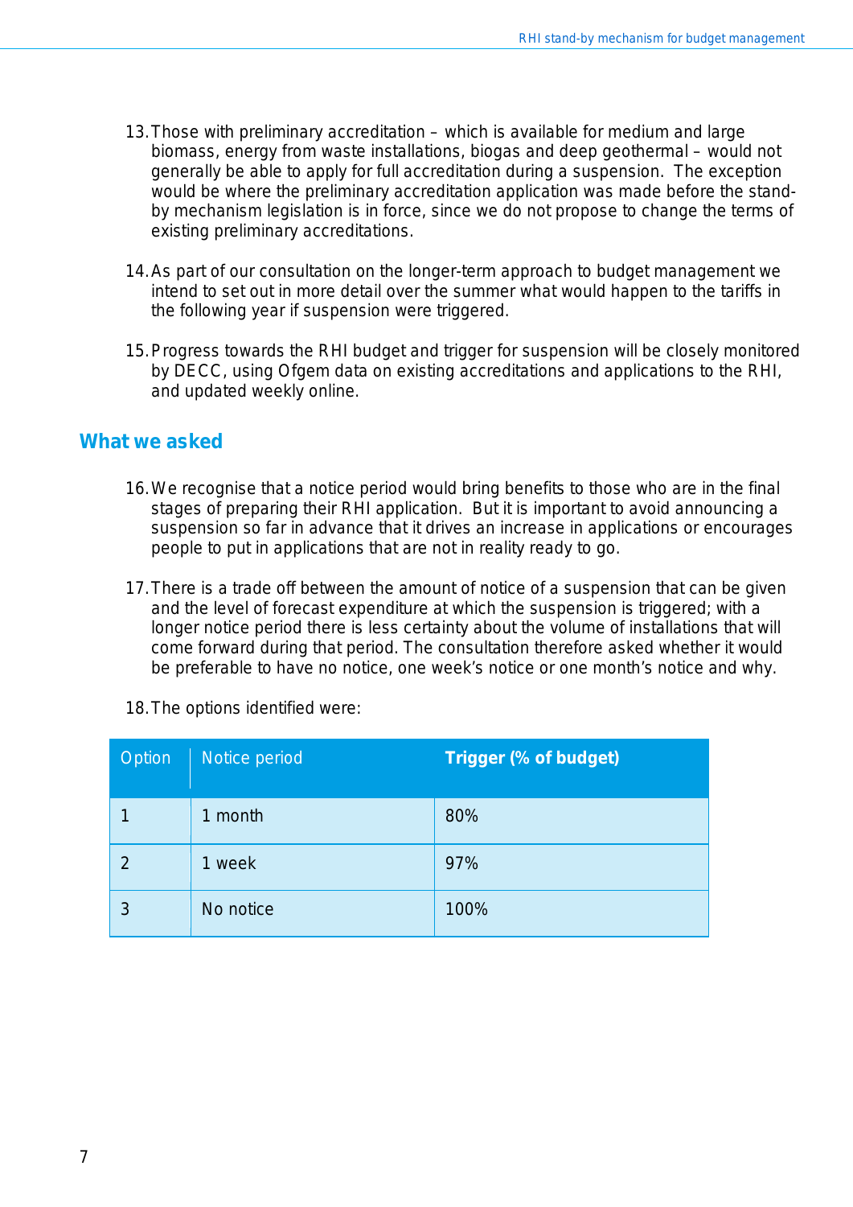13. Those with preliminary accreditation – which is available for medium and large biomass, energy from waste installations, biogas and deep geothermal – would not generally be able to apply for full accreditation during a suspension. The exception would be where the preliminary accreditation application was made before the stand-by mechanism legislation is in force, since we do not propose to change the terms of existing preliminary accreditations.

14. As part of our consultation on the longer-term approach to budget management we intend to set out in more detail over the summer what would happen to the tariffs in the following year if suspension were triggered.

15. Progress towards the RHI budget and trigger for suspension will be closely monitored by DECC, using Ofgem data on existing accreditations and applications to the RHI, and updated weekly online.

## What we asked

16. We recognise that a notice period would bring benefits to those who are in the final stages of preparing their RHI application. But it is important to avoid announcing a suspension so far in advance that it drives an increase in applications or encourages people to put in applications that are not in reality ready to go.

17. There is a trade off between the amount of notice of a suspension that can be given and the level of forecast expenditure at which the suspension is triggered; with a longer notice period there is less certainty about the volume of installations that will come forward during that period. The consultation therefore asked whether it would be preferable to have no notice, one week's notice or one month's notice and why.

18. The options identified were:

| Option | Notice period | **Trigger (% of budget)** |
|---|---|---|
| 1 | 1 month | 80% |
| 2 | 1 week | 97% |
| 3 | No notice | 100% |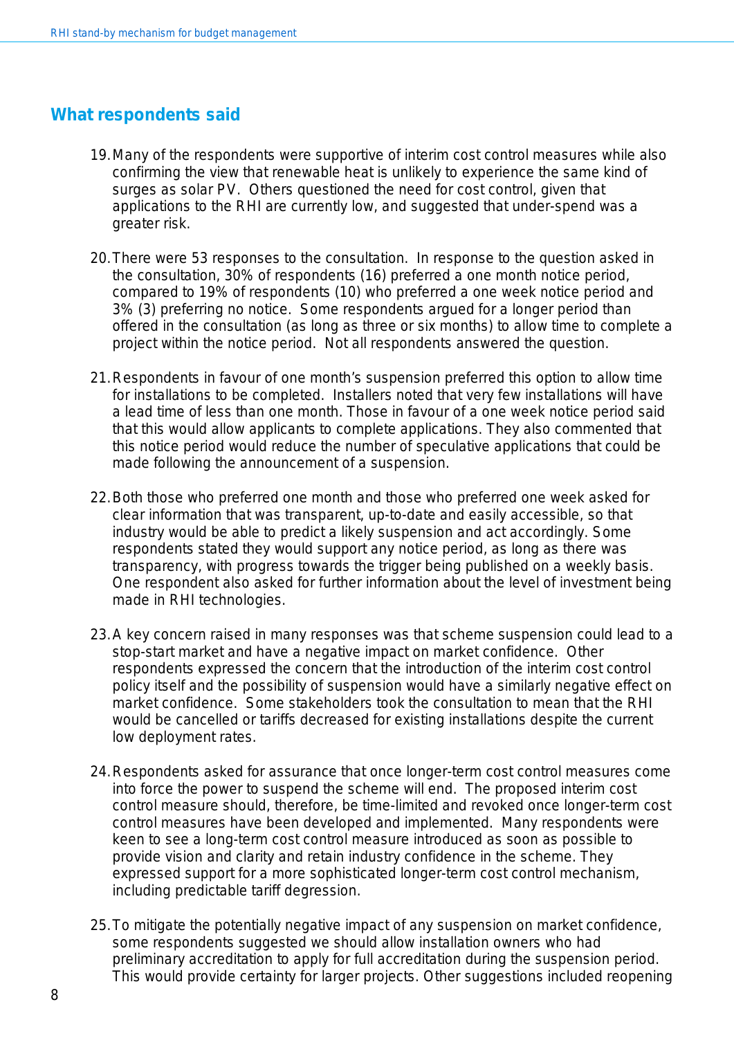## What respondents said

19. Many of the respondents were supportive of interim cost control measures while also confirming the view that renewable heat is unlikely to experience the same kind of surges as solar PV. Others questioned the need for cost control, given that applications to the RHI are currently low, and suggested that under-spend was a greater risk.

20. There were 53 responses to the consultation. In response to the question asked in the consultation, 30% of respondents (16) preferred a one month notice period, compared to 19% of respondents (10) who preferred a one week notice period and 3% (3) preferring no notice. Some respondents argued for a longer period than offered in the consultation (as long as three or six months) to allow time to complete a project within the notice period. Not all respondents answered the question.

21. Respondents in favour of one month's suspension preferred this option to allow time for installations to be completed. Installers noted that very few installations will have a lead time of less than one month. Those in favour of a one week notice period said that this would allow applicants to complete applications. They also commented that this notice period would reduce the number of speculative applications that could be made following the announcement of a suspension.

22. Both those who preferred one month and those who preferred one week asked for clear information that was transparent, up-to-date and easily accessible, so that industry would be able to predict a likely suspension and act accordingly. Some respondents stated they would support any notice period, as long as there was transparency, with progress towards the trigger being published on a weekly basis. One respondent also asked for further information about the level of investment being made in RHI technologies.

23. A key concern raised in many responses was that scheme suspension could lead to a stop-start market and have a negative impact on market confidence. Other respondents expressed the concern that the introduction of the interim cost control policy itself and the possibility of suspension would have a similarly negative effect on market confidence. Some stakeholders took the consultation to mean that the RHI would be cancelled or tariffs decreased for existing installations despite the current low deployment rates.

24. Respondents asked for assurance that once longer-term cost control measures come into force the power to suspend the scheme will end. The proposed interim cost control measure should, therefore, be time-limited and revoked once longer-term cost control measures have been developed and implemented. Many respondents were keen to see a long-term cost control measure introduced as soon as possible to provide vision and clarity and retain industry confidence in the scheme. They expressed support for a more sophisticated longer-term cost control mechanism, including predictable tariff degression.

25. To mitigate the potentially negative impact of any suspension on market confidence, some respondents suggested we should allow installation owners who had preliminary accreditation to apply for full accreditation during the suspension period. This would provide certainty for larger projects. Other suggestions included reopening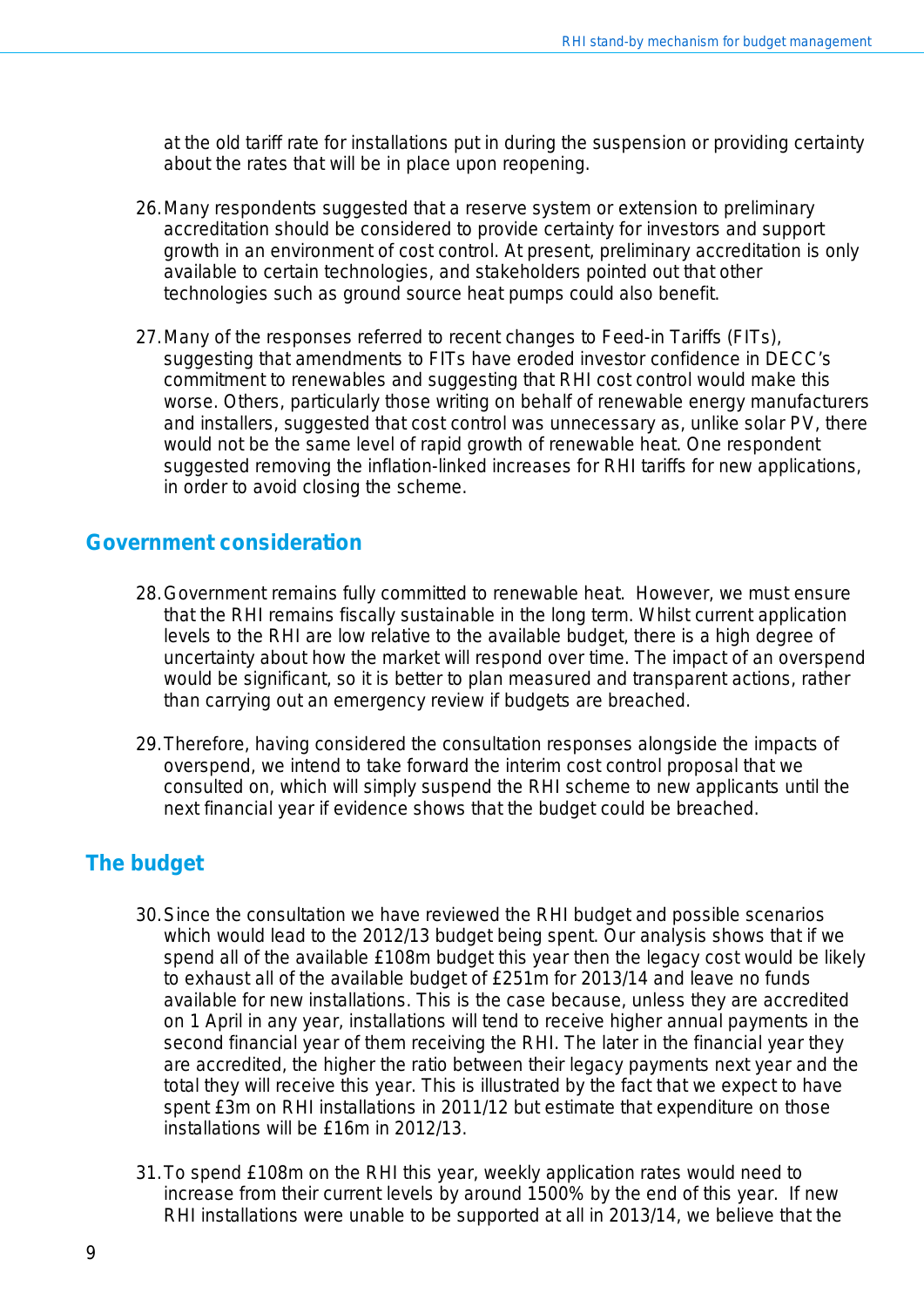at the old tariff rate for installations put in during the suspension or providing certainty about the rates that will be in place upon reopening.

26. Many respondents suggested that a reserve system or extension to preliminary accreditation should be considered to provide certainty for investors and support growth in an environment of cost control. At present, preliminary accreditation is only available to certain technologies, and stakeholders pointed out that other technologies such as ground source heat pumps could also benefit.

27. Many of the responses referred to recent changes to Feed-in Tariffs (FITs), suggesting that amendments to FITs have eroded investor confidence in DECC's commitment to renewables and suggesting that RHI cost control would make this worse. Others, particularly those writing on behalf of renewable energy manufacturers and installers, suggested that cost control was unnecessary as, unlike solar PV, there would not be the same level of rapid growth of renewable heat. One respondent suggested removing the inflation-linked increases for RHI tariffs for new applications, in order to avoid closing the scheme.

## Government consideration

28. Government remains fully committed to renewable heat. However, we must ensure that the RHI remains fiscally sustainable in the long term. Whilst current application levels to the RHI are low relative to the available budget, there is a high degree of uncertainty about how the market will respond over time. The impact of an overspend would be significant, so it is better to plan measured and transparent actions, rather than carrying out an emergency review if budgets are breached.

29. Therefore, having considered the consultation responses alongside the impacts of overspend, we intend to take forward the interim cost control proposal that we consulted on, which will simply suspend the RHI scheme to new applicants until the next financial year if evidence shows that the budget could be breached.

## The budget

30. Since the consultation we have reviewed the RHI budget and possible scenarios which would lead to the 2012/13 budget being spent. Our analysis shows that if we spend all of the available £108m budget this year then the legacy cost would be likely to exhaust all of the available budget of £251m for 2013/14 and leave no funds available for new installations. This is the case because, unless they are accredited on 1 April in any year, installations will tend to receive higher annual payments in the second financial year of them receiving the RHI. The later in the financial year they are accredited, the higher the ratio between their legacy payments next year and the total they will receive this year. This is illustrated by the fact that we expect to have spent £3m on RHI installations in 2011/12 but estimate that expenditure on those installations will be £16m in 2012/13.

31. To spend £108m on the RHI this year, weekly application rates would need to increase from their current levels by around 1500% by the end of this year. If new RHI installations were unable to be supported at all in 2013/14, we believe that the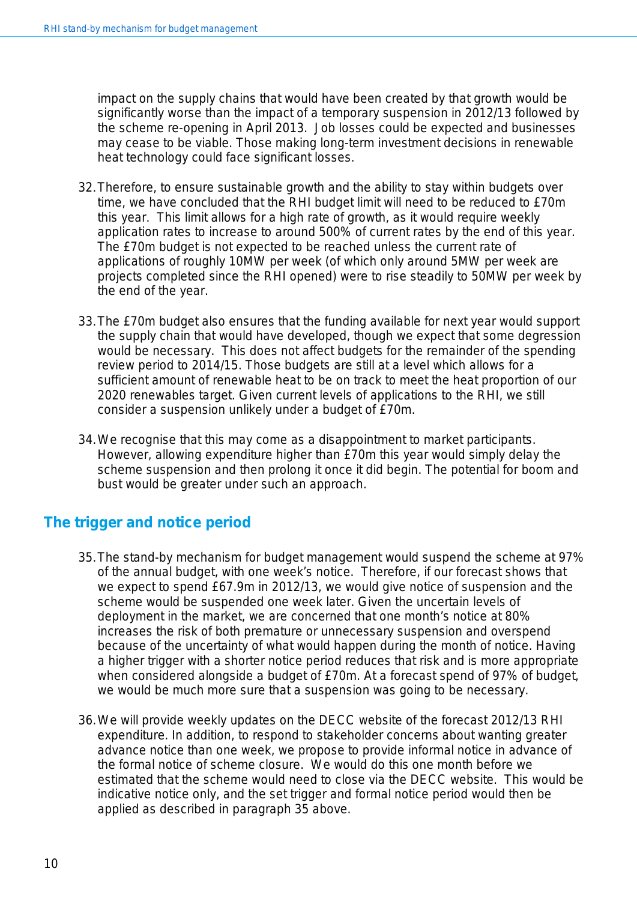impact on the supply chains that would have been created by that growth would be significantly worse than the impact of a temporary suspension in 2012/13 followed by the scheme re-opening in April 2013. Job losses could be expected and businesses may cease to be viable. Those making long-term investment decisions in renewable heat technology could face significant losses.

32. Therefore, to ensure sustainable growth and the ability to stay within budgets over time, we have concluded that the RHI budget limit will need to be reduced to £70m this year. This limit allows for a high rate of growth, as it would require weekly application rates to increase to around 500% of current rates by the end of this year. The £70m budget is not expected to be reached unless the current rate of applications of roughly 10MW per week (of which only around 5MW per week are projects completed since the RHI opened) were to rise steadily to 50MW per week by the end of the year.

33. The £70m budget also ensures that the funding available for next year would support the supply chain that would have developed, though we expect that some degression would be necessary. This does not affect budgets for the remainder of the spending review period to 2014/15. Those budgets are still at a level which allows for a sufficient amount of renewable heat to be on track to meet the heat proportion of our 2020 renewables target. Given current levels of applications to the RHI, we still consider a suspension unlikely under a budget of £70m.

34. We recognise that this may come as a disappointment to market participants. However, allowing expenditure higher than £70m this year would simply delay the scheme suspension and then prolong it once it did begin. The potential for boom and bust would be greater under such an approach.

## The trigger and notice period

35. The stand-by mechanism for budget management would suspend the scheme at 97% of the annual budget, with one week's notice. Therefore, if our forecast shows that we expect to spend £67.9m in 2012/13, we would give notice of suspension and the scheme would be suspended one week later. Given the uncertain levels of deployment in the market, we are concerned that one month's notice at 80% increases the risk of both premature or unnecessary suspension and overspend because of the uncertainty of what would happen during the month of notice. Having a higher trigger with a shorter notice period reduces that risk and is more appropriate when considered alongside a budget of £70m. At a forecast spend of 97% of budget, we would be much more sure that a suspension was going to be necessary.

36. We will provide weekly updates on the DECC website of the forecast 2012/13 RHI expenditure. In addition, to respond to stakeholder concerns about wanting greater advance notice than one week, we propose to provide informal notice in advance of the formal notice of scheme closure. We would do this one month before we estimated that the scheme would need to close via the DECC website. This would be indicative notice only, and the set trigger and formal notice period would then be applied as described in paragraph 35 above.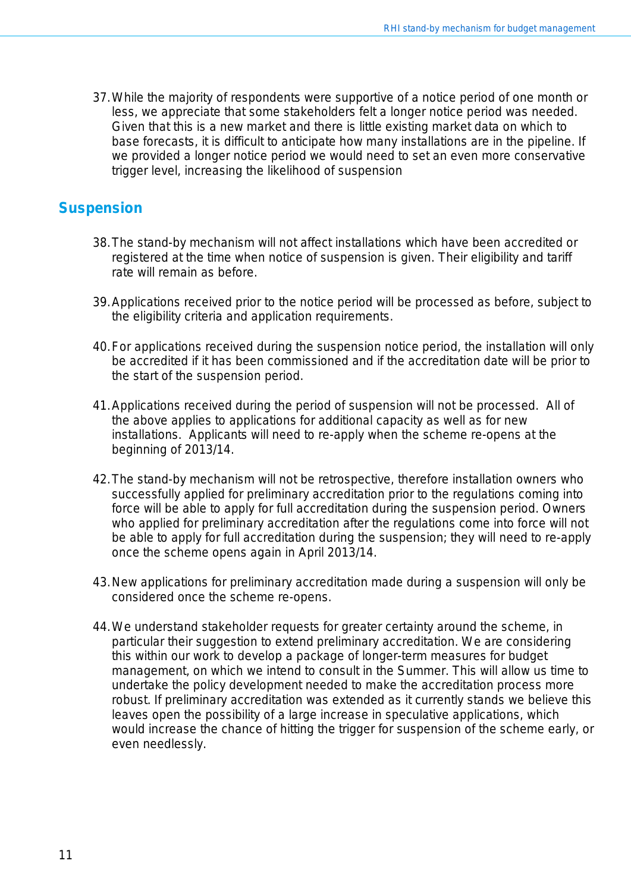37. While the majority of respondents were supportive of a notice period of one month or less, we appreciate that some stakeholders felt a longer notice period was needed. Given that this is a new market and there is little existing market data on which to base forecasts, it is difficult to anticipate how many installations are in the pipeline. If we provided a longer notice period we would need to set an even more conservative trigger level, increasing the likelihood of suspension

## Suspension

38. The stand-by mechanism will not affect installations which have been accredited or registered at the time when notice of suspension is given. Their eligibility and tariff rate will remain as before.

39. Applications received prior to the notice period will be processed as before, subject to the eligibility criteria and application requirements.

40. For applications received during the suspension notice period, the installation will only be accredited if it has been commissioned and if the accreditation date will be prior to the start of the suspension period.

41. Applications received during the period of suspension will not be processed. All of the above applies to applications for additional capacity as well as for new installations. Applicants will need to re-apply when the scheme re-opens at the beginning of 2013/14.

42. The stand-by mechanism will not be retrospective, therefore installation owners who successfully applied for preliminary accreditation prior to the regulations coming into force will be able to apply for full accreditation during the suspension period. Owners who applied for preliminary accreditation after the regulations come into force will not be able to apply for full accreditation during the suspension; they will need to re-apply once the scheme opens again in April 2013/14.

43. New applications for preliminary accreditation made during a suspension will only be considered once the scheme re-opens.

44. We understand stakeholder requests for greater certainty around the scheme, in particular their suggestion to extend preliminary accreditation. We are considering this within our work to develop a package of longer-term measures for budget management, on which we intend to consult in the Summer. This will allow us time to undertake the policy development needed to make the accreditation process more robust. If preliminary accreditation was extended as it currently stands we believe this leaves open the possibility of a large increase in speculative applications, which would increase the chance of hitting the trigger for suspension of the scheme early, or even needlessly.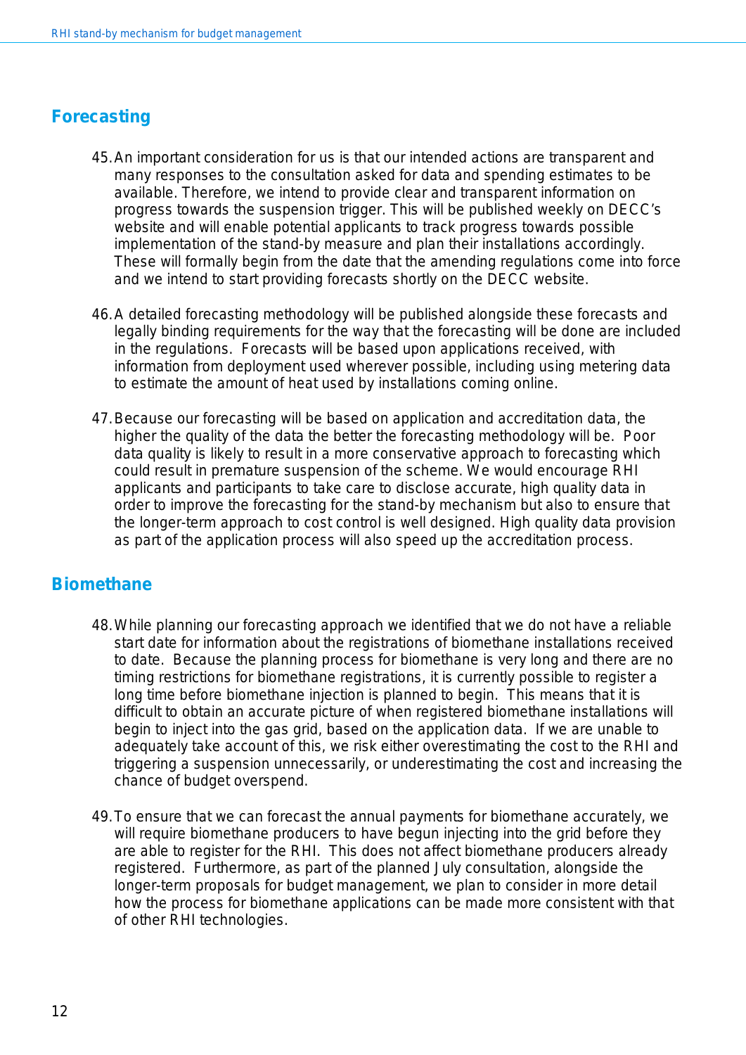## Forecasting

45. An important consideration for us is that our intended actions are transparent and many responses to the consultation asked for data and spending estimates to be available. Therefore, we intend to provide clear and transparent information on progress towards the suspension trigger. This will be published weekly on DECC's website and will enable potential applicants to track progress towards possible implementation of the stand-by measure and plan their installations accordingly. These will formally begin from the date that the amending regulations come into force and we intend to start providing forecasts shortly on the DECC website.

46. A detailed forecasting methodology will be published alongside these forecasts and legally binding requirements for the way that the forecasting will be done are included in the regulations. Forecasts will be based upon applications received, with information from deployment used wherever possible, including using metering data to estimate the amount of heat used by installations coming online.

47. Because our forecasting will be based on application and accreditation data, the higher the quality of the data the better the forecasting methodology will be. Poor data quality is likely to result in a more conservative approach to forecasting which could result in premature suspension of the scheme. We would encourage RHI applicants and participants to take care to disclose accurate, high quality data in order to improve the forecasting for the stand-by mechanism but also to ensure that the longer-term approach to cost control is well designed. High quality data provision as part of the application process will also speed up the accreditation process.

## Biomethane

48. While planning our forecasting approach we identified that we do not have a reliable start date for information about the registrations of biomethane installations received to date. Because the planning process for biomethane is very long and there are no timing restrictions for biomethane registrations, it is currently possible to register a long time before biomethane injection is planned to begin. This means that it is difficult to obtain an accurate picture of when registered biomethane installations will begin to inject into the gas grid, based on the application data. If we are unable to adequately take account of this, we risk either overestimating the cost to the RHI and triggering a suspension unnecessarily, or underestimating the cost and increasing the chance of budget overspend.

49. To ensure that we can forecast the annual payments for biomethane accurately, we will require biomethane producers to have begun injecting into the grid before they are able to register for the RHI. This does not affect biomethane producers already registered. Furthermore, as part of the planned July consultation, alongside the longer-term proposals for budget management, we plan to consider in more detail how the process for biomethane applications can be made more consistent with that of other RHI technologies.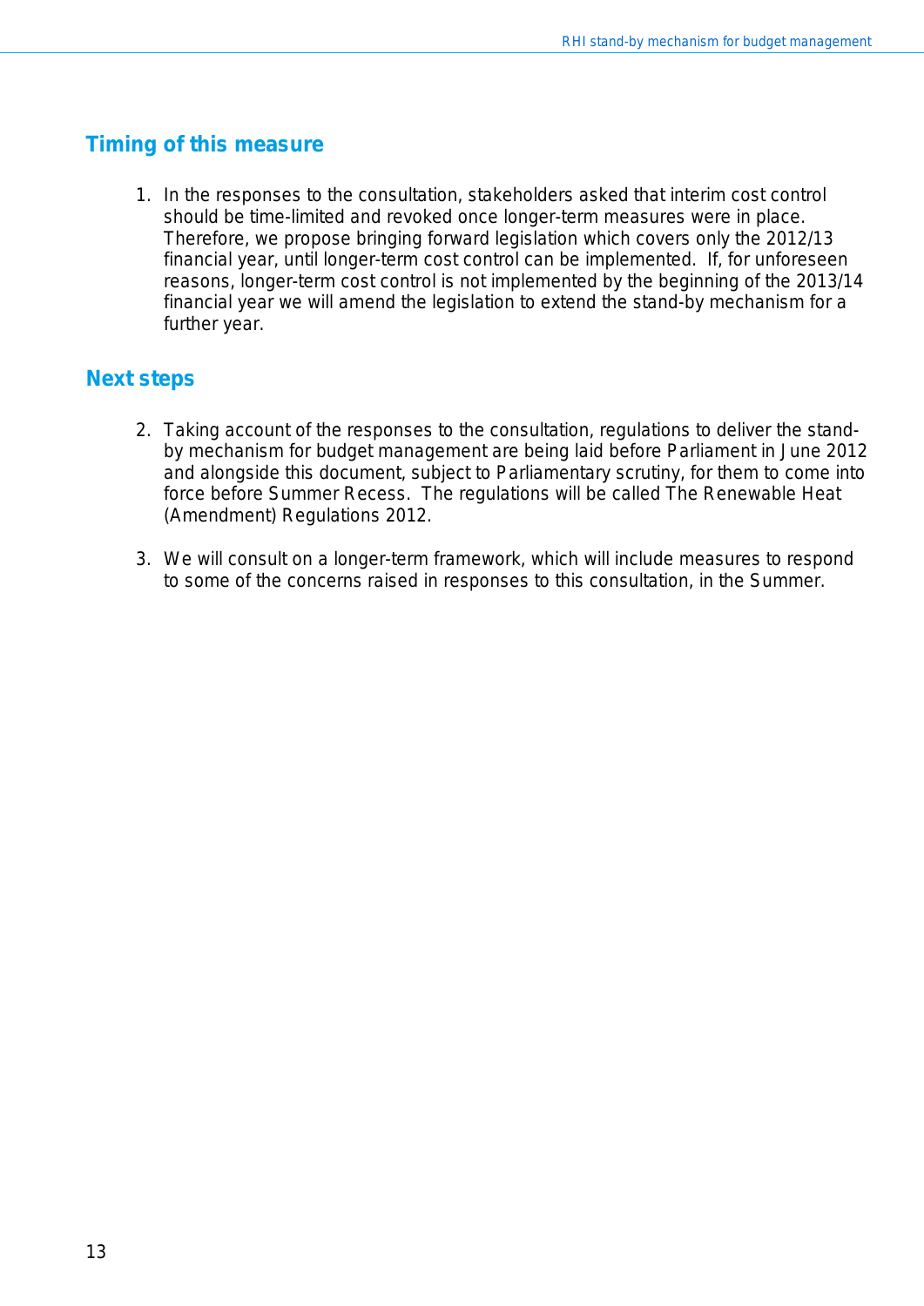## Timing of this measure

1. In the responses to the consultation, stakeholders asked that interim cost control should be time-limited and revoked once longer-term measures were in place. Therefore, we propose bringing forward legislation which covers only the 2012/13 financial year, until longer-term cost control can be implemented. If, for unforeseen reasons, longer-term cost control is not implemented by the beginning of the 2013/14 financial year we will amend the legislation to extend the stand-by mechanism for a further year.

## Next steps

2. Taking account of the responses to the consultation, regulations to deliver the stand-by mechanism for budget management are being laid before Parliament in June 2012 and alongside this document, subject to Parliamentary scrutiny, for them to come into force before Summer Recess. The regulations will be called The Renewable Heat (Amendment) Regulations 2012.

3. We will consult on a longer-term framework, which will include measures to respond to some of the concerns raised in responses to this consultation, in the Summer.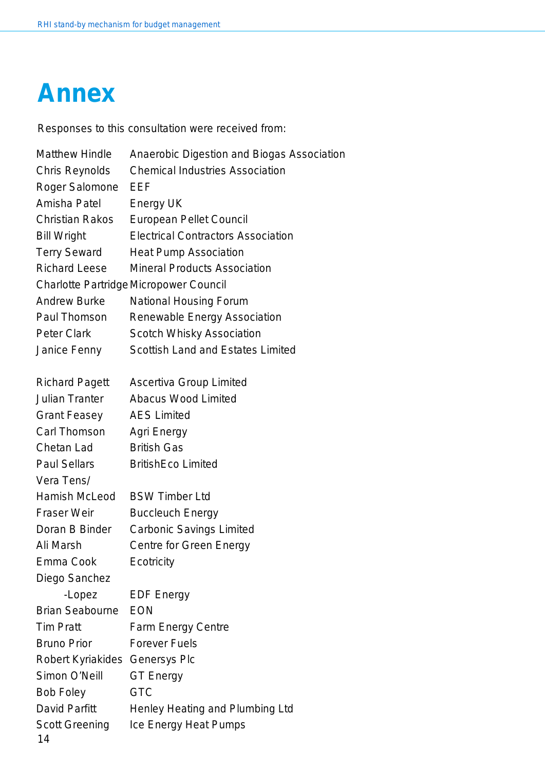# Annex

Responses to this consultation were received from:

| | |
|---|---|
| Matthew Hindle | Anaerobic Digestion and Biogas Association |
| Chris Reynolds | Chemical Industries Association |
| Roger Salomone | EEF |
| Amisha Patel | Energy UK |
| Christian Rakos | European Pellet Council |
| Bill Wright | Electrical Contractors Association |
| Terry Seward | Heat Pump Association |
| Richard Leese | Mineral Products Association |
| Charlotte Partridge | Micropower Council |
| Andrew Burke | National Housing Forum |
| Paul Thomson | Renewable Energy Association |
| Peter Clark | Scotch Whisky Association |
| Janice Fenny | Scottish Land and Estates Limited |

| | |
|---|---|
| Richard Pagett | Ascertiva Group Limited |
| Julian Tranter | Abacus Wood Limited |
| Grant Feasey | AES Limited |
| Carl Thomson | Agri Energy |
| Chetan Lad | British Gas |
| Paul Sellars | BritishEco Limited |
| Vera Tens/ Hamish McLeod | BSW Timber Ltd |
| Fraser Weir | Buccleuch Energy |
| Doran B Binder | Carbonic Savings Limited |
| Ali Marsh | Centre for Green Energy |
| Emma Cook | Ecotricity |
| Diego Sanchez-Lopez | EDF Energy |
| Brian Seabourne | EON |
| Tim Pratt | Farm Energy Centre |
| Bruno Prior | Forever Fuels |
| Robert Kyriakides | Genersys Plc |
| Simon O'Neill | GT Energy |
| Bob Foley | GTC |
| David Parfitt | Henley Heating and Plumbing Ltd |
| Scott Greening | Ice Energy Heat Pumps |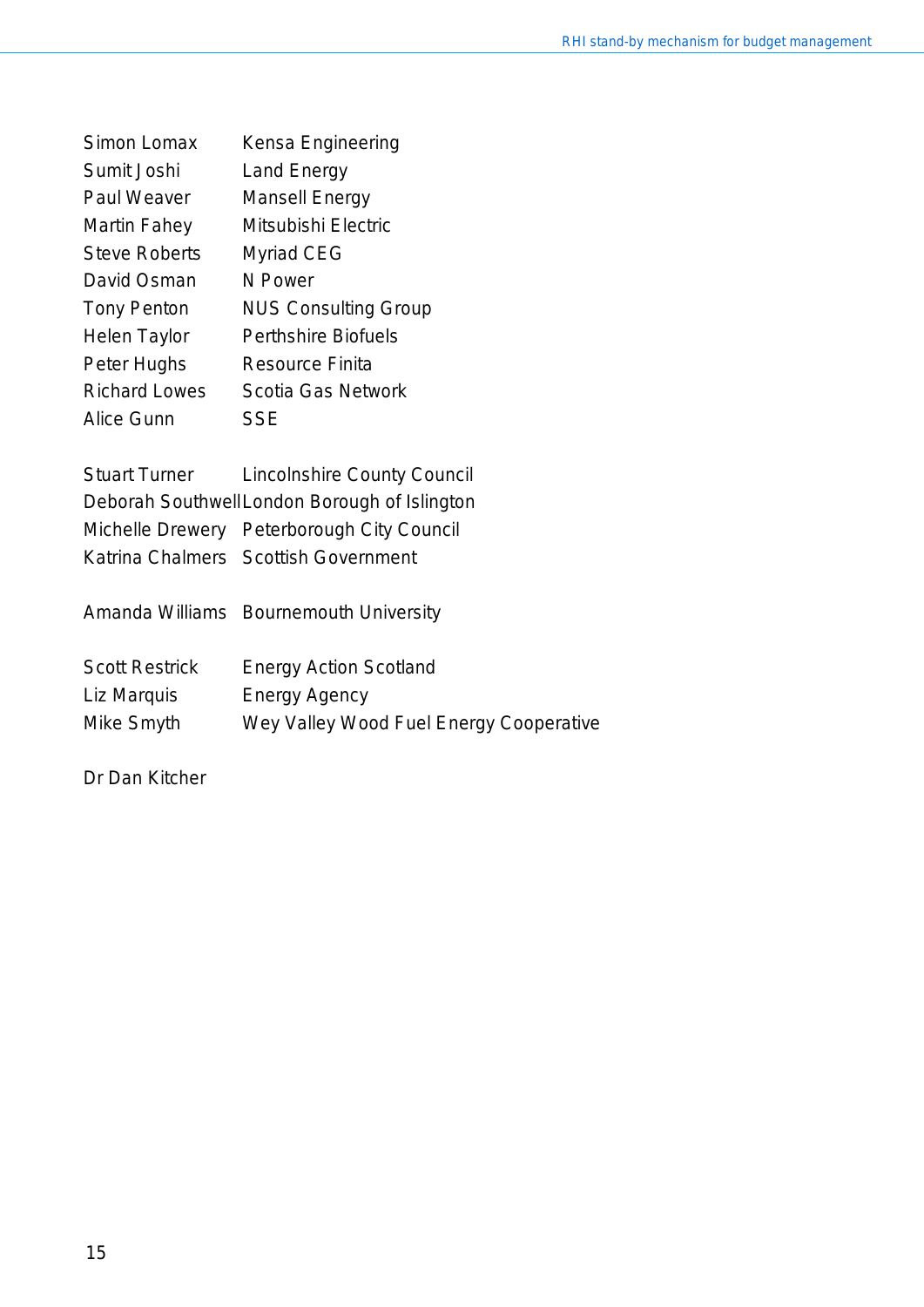| | |
|---|---|
| Simon Lomax | Kensa Engineering |
| Sumit Joshi | Land Energy |
| Paul Weaver | Mansell Energy |
| Martin Fahey | Mitsubishi Electric |
| Steve Roberts | Myriad CEG |
| David Osman | N Power |
| Tony Penton | NUS Consulting Group |
| Helen Taylor | Perthshire Biofuels |
| Peter Hughs | Resource Finita |
| Richard Lowes | Scotia Gas Network |
| Alice Gunn | SSE |
| | |
| Stuart Turner | Lincolnshire County Council |
| Deborah Southwell | London Borough of Islington |
| Michelle Drewery | Peterborough City Council |
| Katrina Chalmers | Scottish Government |
| | |
| Amanda Williams | Bournemouth University |
| | |
| Scott Restrick | Energy Action Scotland |
| Liz Marquis | Energy Agency |
| Mike Smyth | Wey Valley Wood Fuel Energy Cooperative |
| | |
| Dr Dan Kitcher | |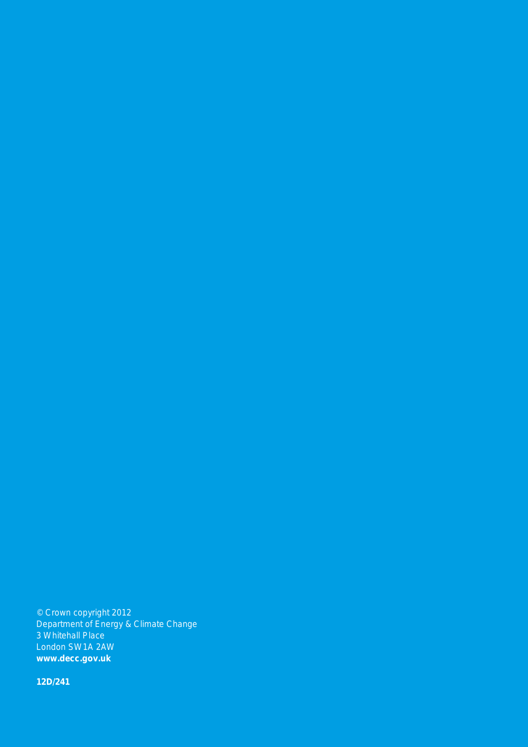© Crown copyright 2012
Department of Energy & Climate Change
3 Whitehall Place
London SW1A 2AW
**www.decc.gov.uk**

**12D/241**